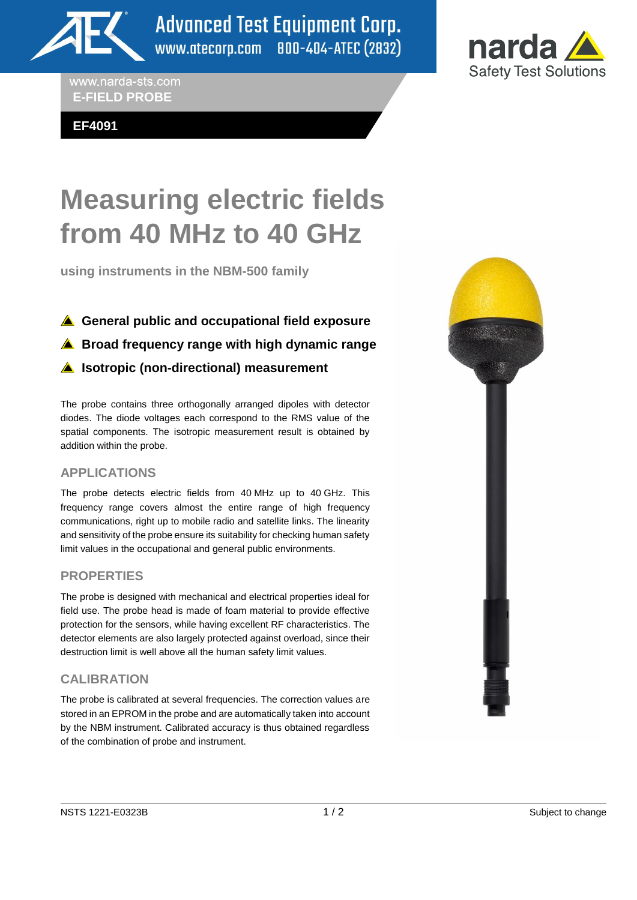Advanced Test Equipment Corp.
www.atecorp.com 800-404-ATEC (2832)

narda Safety Test Solutions

www.narda-sts.com
**E-FIELD PROBE**

**EF4091**

# Measuring electric fields from 40 MHz to 40 GHz

**using instruments in the NBM-500 family**

- **General public and occupational field exposure**
- **Broad frequency range with high dynamic range**
- **Isotropic (non-directional) measurement**

The probe contains three orthogonally arranged dipoles with detector diodes. The diode voltages each correspond to the RMS value of the spatial components. The isotropic measurement result is obtained by addition within the probe.

## APPLICATIONS

The probe detects electric fields from 40 MHz up to 40 GHz. This frequency range covers almost the entire range of high frequency communications, right up to mobile radio and satellite links. The linearity and sensitivity of the probe ensure its suitability for checking human safety limit values in the occupational and general public environments.

## PROPERTIES

The probe is designed with mechanical and electrical properties ideal for field use. The probe head is made of foam material to provide effective protection for the sensors, while having excellent RF characteristics. The detector elements are also largely protected against overload, since their destruction limit is well above all the human safety limit values.

## CALIBRATION

The probe is calibrated at several frequencies. The correction values are stored in an EPROM in the probe and are automatically taken into account by the NBM instrument. Calibrated accuracy is thus obtained regardless of the combination of probe and instrument.

NSTS 1221-E0323B — Subject to change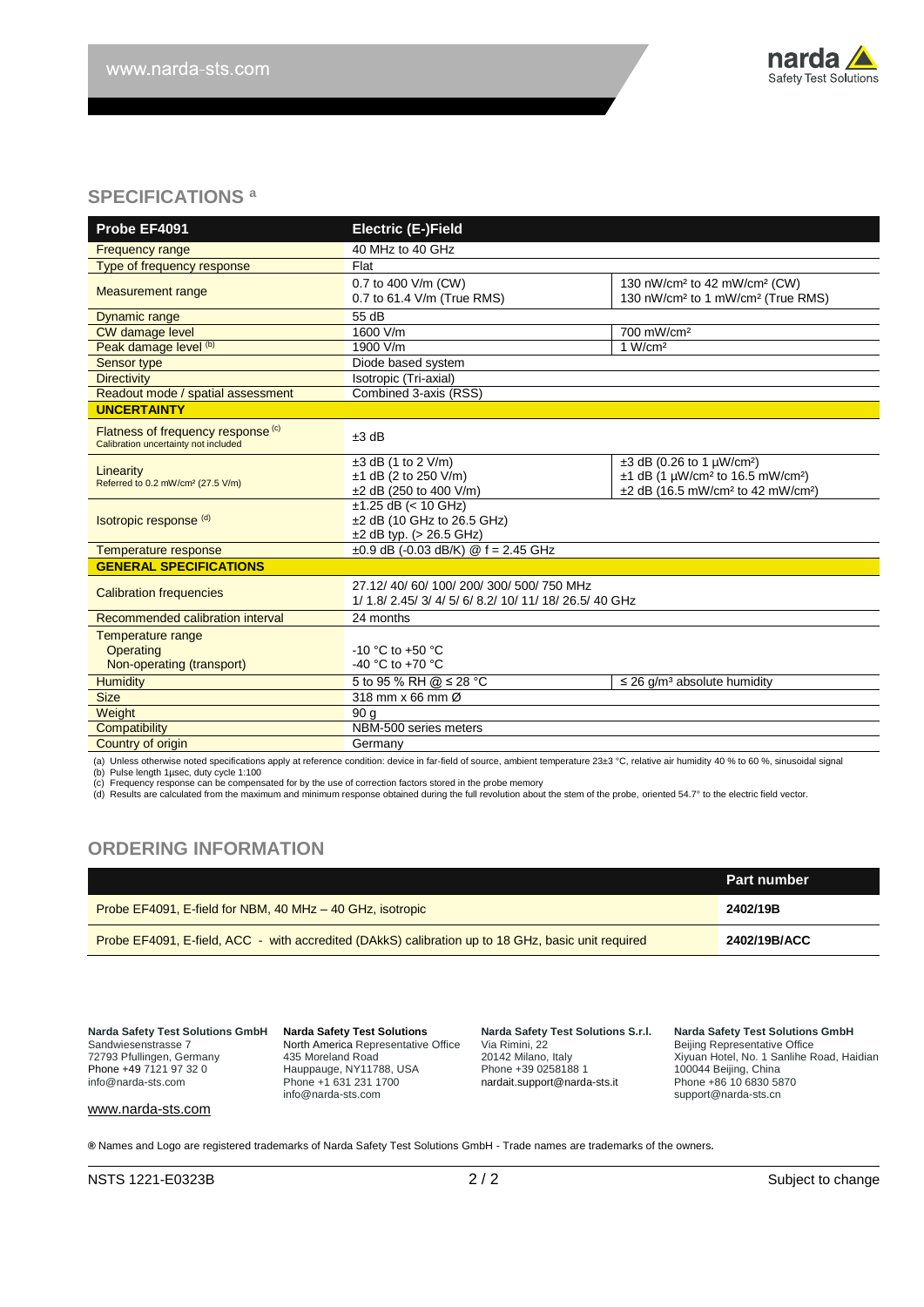## SPECIFICATIONS [a]

| Probe EF4091 | Electric (E-)Field | |
|---|---|---|
| Frequency range | 40 MHz to 40 GHz | |
| Type of frequency response | Flat | |
| Measurement range | 0.7 to 400 V/m (CW)<br>0.7 to 61.4 V/m (True RMS) | 130 nW/cm² to 42 mW/cm² (CW)<br>130 nW/cm² to 1 mW/cm² (True RMS) |
| Dynamic range | 55 dB | |
| CW damage level | 1600 V/m | 700 mW/cm² |
| Peak damage level [(b)] | 1900 V/m | 1 W/cm² |
| Sensor type | Diode based system | |
| Directivity | Isotropic (Tri-axial) | |
| Readout mode / spatial assessment | Combined 3-axis (RSS) | |
| **UNCERTAINTY** | | |
| Flatness of frequency response [(c)]<br>Calibration uncertainty not included | ±3 dB | |
| Linearity<br>Referred to 0.2 mW/cm² (27.5 V/m) | ±3 dB (1 to 2 V/m)<br>±1 dB (2 to 250 V/m)<br>±2 dB (250 to 400 V/m) | ±3 dB (0.26 to 1 µW/cm²)<br>±1 dB (1 µW/cm² to 16.5 mW/cm²)<br>±2 dB (16.5 mW/cm² to 42 mW/cm²) |
| Isotropic response [(d)] | ±1.25 dB (< 10 GHz)<br>±2 dB (10 GHz to 26.5 GHz)<br>±2 dB typ. (> 26.5 GHz) | |
| Temperature response | ±0.9 dB (-0.03 dB/K) @ f = 2.45 GHz | |
| **GENERAL SPECIFICATIONS** | | |
| Calibration frequencies | 27.12/ 40/ 60/ 100/ 200/ 300/ 500/ 750 MHz<br>1/ 1.8/ 2.45/ 3/ 4/ 5/ 6/ 8.2/ 10/ 11/ 18/ 26.5/ 40 GHz | |
| Recommended calibration interval | 24 months | |
| Temperature range<br>Operating<br>Non-operating (transport) | <br>-10 °C to +50 °C<br>-40 °C to +70 °C | |
| Humidity | 5 to 95 % RH @ ≤ 28 °C | ≤ 26 g/m³ absolute humidity |
| Size | 318 mm x 66 mm Ø | |
| Weight | 90 g | |
| Compatibility | NBM-500 series meters | |
| Country of origin | Germany | |

(a) Unless otherwise noted specifications apply at reference condition: device in far-field of source, ambient temperature 23±3 °C, relative air humidity 40 % to 60 %, sinusoidal signal
(b) Pulse length 1µsec, duty cycle 1:100
(c) Frequency response can be compensated for by the use of correction factors stored in the probe memory
(d) Results are calculated from the maximum and minimum response obtained during the full revolution about the stem of the probe, oriented 54.7° to the electric field vector.

## ORDERING INFORMATION

| | Part number |
|---|---|
| Probe EF4091, E-field for NBM, 40 MHz – 40 GHz, isotropic | **2402/19B** |
| Probe EF4091, E-field, ACC - with accredited (DAkkS) calibration up to 18 GHz, basic unit required | **2402/19B/ACC** |

**Narda Safety Test Solutions GmbH**
Sandwiesenstrasse 7
72793 Pfullingen, Germany
Phone +49 7121 97 32 0
info@narda-sts.com

**Narda Safety Test Solutions**
North America Representative Office
435 Moreland Road
Hauppauge, NY11788, USA
Phone +1 631 231 1700
info@narda-sts.com

**Narda Safety Test Solutions S.r.l.**
Via Rimini, 22
20142 Milano, Italy
Phone +39 0258188 1
nardait.support@narda-sts.it

**Narda Safety Test Solutions GmbH**
Beijing Representative Office
Xiyuan Hotel, No. 1 Sanlihe Road, Haidian
100044 Beijing, China
Phone +86 10 6830 5870
support@narda-sts.cn

www.narda-sts.com

**®** Names and Logo are registered trademarks of Narda Safety Test Solutions GmbH - Trade names are trademarks of the owners.

NSTS 1221-E0323B

Subject to change